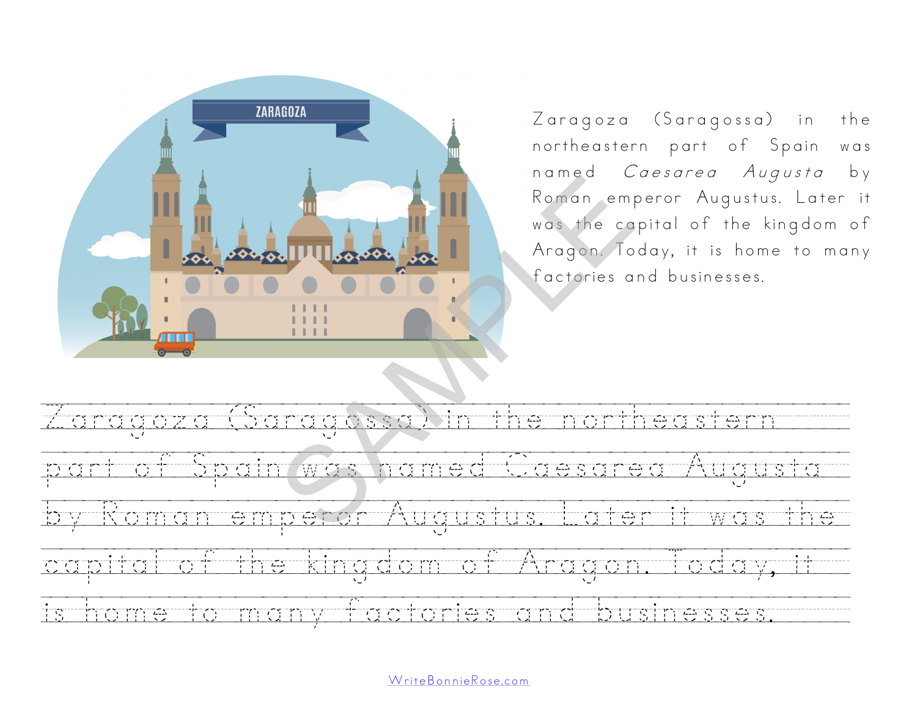Zaragoza (Saragossa) in the northeastern part of Spain was named *Caesarea Augusta* by Roman emperor Augustus. Later it was the capital of the kingdom of Aragon. Today, it is home to many factories and businesses.

Zaragoza (Saragossa) in the northeastern
part of Spain was named Caesarea Augusta
by Roman emperor Augustus. Later it was the
capital of the kingdom of Aragon. Today, it
is home to many factories and businesses.

WriteBonnieRose.com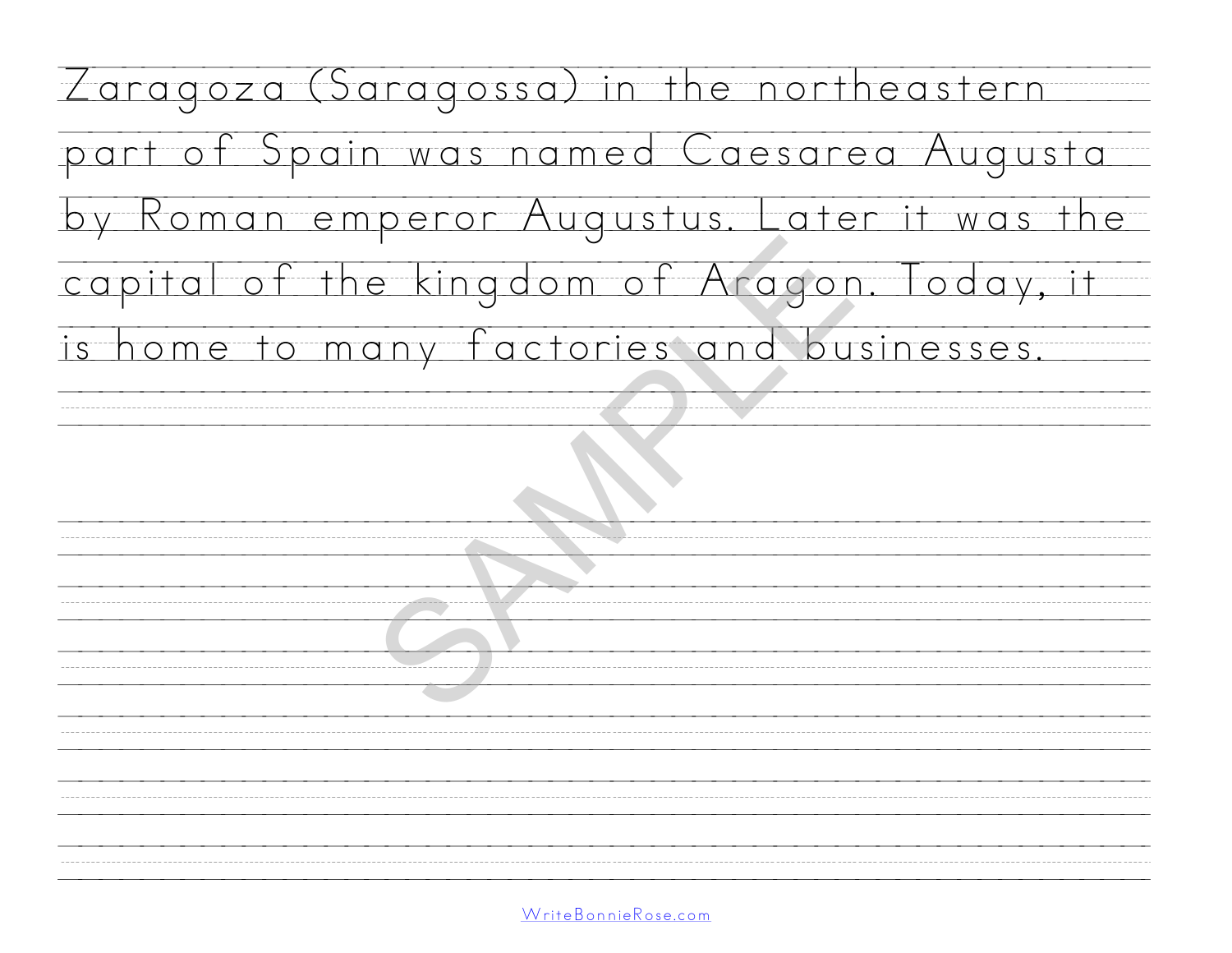Zaragoza (Saragossa) in the northeastern part of Spain was named Caesarea Augusta by Roman emperor Augustus. Later it was the capital of the kingdom of Aragon. Today, it is home to many factories and businesses.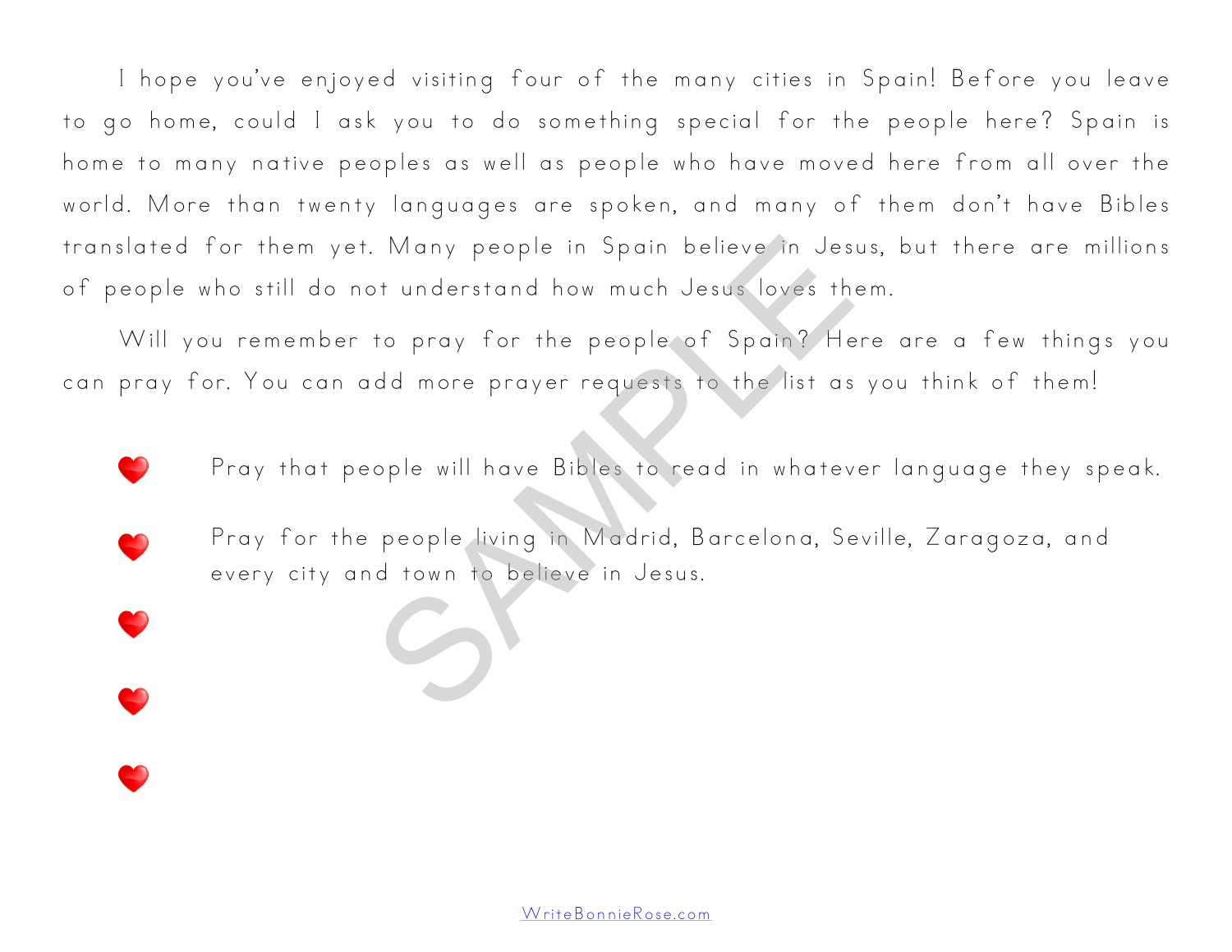I hope you've enjoyed visiting four of the many cities in Spain! Before you leave to go home, could I ask you to do something special for the people here? Spain is home to many native peoples as well as people who have moved here from all over the world. More than twenty languages are spoken, and many of them don't have Bibles translated for them yet. Many people in Spain believe in Jesus, but there are millions of people who still do not understand how much Jesus loves them.

Will you remember to pray for the people of Spain? Here are a few things you can pray for. You can add more prayer requests to the list as you think of them!

- Pray that people will have Bibles to read in whatever language they speak.
- Pray for the people living in Madrid, Barcelona, Seville, Zaragoza, and every city and town to believe in Jesus.
-
-
-

WriteBonnieRose.com